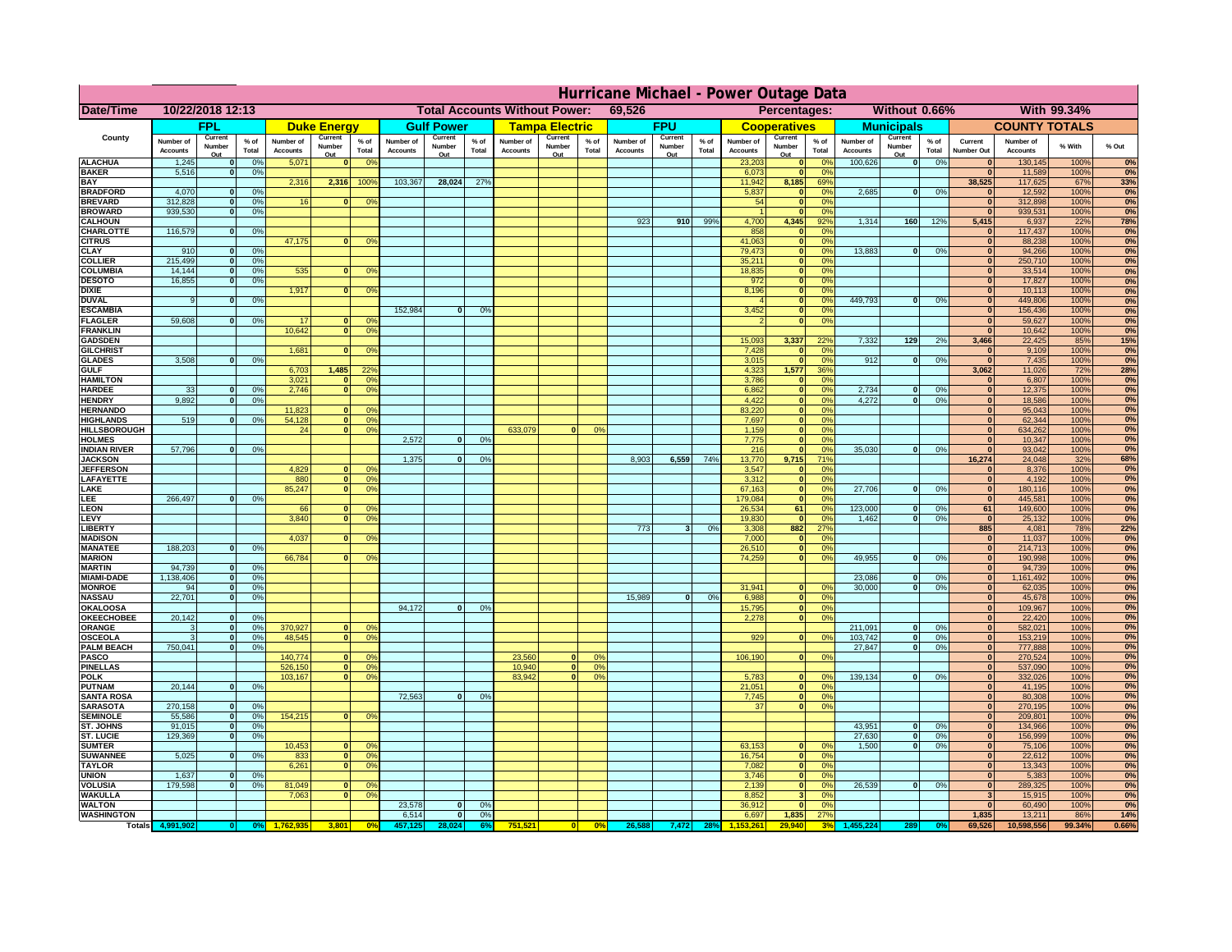# Hurricane Michael - Power Outage Data

| Date/Time | 10/22/2018 12:13 | | Total Accounts Without Power: | 69,526 | | Percentages: | Without 0.66% | With 99.34% |
|---|---|---|---|---|---|---|---|---|

| County | FPL | | | Duke Energy | | | Gulf Power | | | Tampa Electric | | | FPU | | | Cooperatives | | | Municipals | | | COUNTY TOTALS | | | |
|---|---|---|---|---|---|---|---|---|---|---|---|---|---|---|---|---|---|---|---|---|---|---|---|---|---|
| | Number of Accounts | Current Number Out | % of Total | Number of Accounts | Current Number Out | % of Total | Number of Accounts | Current Number Out | % of Total | Number of Accounts | Current Number Out | % of Total | Number of Accounts | Current Number Out | % of Total | Number of Accounts | Current Number Out | % of Total | Number of Accounts | Current Number Out | % of Total | Current Number Out | Number of Accounts | % With | % Out |
| ALACHUA | 1,245 | 0 | 0% | 5,071 | 0 | 0% | | | | | | | | | | 23,203 | 0 | 0% | 100,626 | 0 | 0% | 0 | 130,145 | 100% | 0% |
| BAKER | 5,516 | 0 | 0% | | | | | | | | | | | | | 6,073 | 0 | 0% | | | | 0 | 11,589 | 100% | 0% |
| BAY | | | | 2,316 | 2,316 | 100% | 103,367 | 28,024 | 27% | | | | | | | 11,942 | 8,185 | 69% | | | | 38,525 | 117,625 | 67% | 33% |
| BRADFORD | 4,070 | 0 | 0% | | | | | | | | | | | | | 5,837 | 0 | 0% | 2,685 | 0 | 0% | 0 | 12,592 | 100% | 0% |
| BREVARD | 312,828 | 0 | 0% | 16 | 0 | 0% | | | | | | | | | | 54 | 0 | 0% | | | | 0 | 312,898 | 100% | 0% |
| BROWARD | 939,530 | 0 | 0% | | | | | | | | | | | | | 1 | 0 | 0% | | | | 0 | 939,531 | 100% | 0% |
| CALHOUN | | | | | | | | | | | | | 923 | 910 | 99% | 4,700 | 4,345 | 92% | 1,314 | 160 | 12% | 5,415 | 6,937 | 22% | 78% |
| CHARLOTTE | 116,579 | 0 | 0% | | | | | | | | | | | | | 858 | 0 | 0% | | | | 0 | 117,437 | 100% | 0% |
| CITRUS | | | | 47,175 | 0 | 0% | | | | | | | | | | 41,063 | 0 | 0% | | | | 0 | 88,238 | 100% | 0% |
| CLAY | 910 | 0 | 0% | | | | | | | | | | | | | 79,473 | 0 | 0% | 13,883 | 0 | 0% | 0 | 94,266 | 100% | 0% |
| COLLIER | 215,499 | 0 | 0% | | | | | | | | | | | | | 35,211 | 0 | 0% | | | | 0 | 250,710 | 100% | 0% |
| COLUMBIA | 14,144 | 0 | 0% | 535 | 0 | 0% | | | | | | | | | | 18,835 | 0 | 0% | | | | 0 | 33,514 | 100% | 0% |
| DESOTO | 16,855 | 0 | 0% | | | | | | | | | | | | | 972 | 0 | 0% | | | | 0 | 17,827 | 100% | 0% |
| DIXIE | | | | 1,917 | 0 | 0% | | | | | | | | | | 8,196 | 0 | 0% | | | | 0 | 10,113 | 100% | 0% |
| DUVAL | 9 | 0 | 0% | | | | | | | | | | | | | 4 | 0 | 0% | 449,793 | 0 | 0% | 0 | 449,806 | 100% | 0% |
| ESCAMBIA | | | | | | | 152,984 | 0 | 0% | | | | | | | 3,452 | 0 | 0% | | | | 0 | 156,436 | 100% | 0% |
| FLAGLER | 59,608 | 0 | 0% | 17 | 0 | 0% | | | | | | | | | | 2 | 0 | 0% | | | | 0 | 59,627 | 100% | 0% |
| FRANKLIN | | | | 10,642 | 0 | 0% | | | | | | | | | | | | | | | | 0 | 10,642 | 100% | 0% |
| GADSDEN | | | | | | | | | | | | | | | | 15,093 | 3,337 | 22% | 7,332 | 129 | 2% | 3,466 | 22,425 | 85% | 15% |
| GILCHRIST | | | | 1,681 | 0 | 0% | | | | | | | | | | 7,428 | 0 | 0% | | | | 0 | 9,109 | 100% | 0% |
| GLADES | 3,508 | 0 | 0% | | | | | | | | | | | | | 3,015 | 0 | 0% | 912 | 0 | 0% | 0 | 7,435 | 100% | 0% |
| GULF | | | | 6,703 | 1,485 | 22% | | | | | | | | | | 4,323 | 1,577 | 36% | | | | 3,062 | 11,026 | 72% | 28% |
| HAMILTON | | | | 3,021 | 0 | 0% | | | | | | | | | | 3,786 | 0 | 0% | | | | 0 | 6,807 | 100% | 0% |
| HARDEE | 33 | 0 | 0% | 2,746 | 0 | 0% | | | | | | | | | | 6,862 | 0 | 0% | 2,734 | 0 | 0% | 0 | 12,375 | 100% | 0% |
| HENDRY | 9,892 | 0 | 0% | | | | | | | | | | | | | 4,422 | 0 | 0% | 4,272 | 0 | 0% | 0 | 18,586 | 100% | 0% |
| HERNANDO | | | | 11,823 | 0 | 0% | | | | | | | | | | 83,220 | 0 | 0% | | | | 0 | 95,043 | 100% | 0% |
| HIGHLANDS | 519 | 0 | 0% | 54,128 | 0 | 0% | | | | | | | | | | 7,697 | 0 | 0% | | | | 0 | 62,344 | 100% | 0% |
| HILLSBOROUGH | | | | 24 | 0 | 0% | | | | 633,079 | 0 | 0% | | | | 1,159 | 0 | 0% | | | | 0 | 634,262 | 100% | 0% |
| HOLMES | | | | | | | 2,572 | 0 | 0% | | | | | | | 7,775 | 0 | 0% | | | | 0 | 10,347 | 100% | 0% |
| INDIAN RIVER | 57,796 | 0 | 0% | | | | | | | | | | | | | 216 | 0 | 0% | 35,030 | 0 | 0% | 0 | 93,042 | 100% | 0% |
| JACKSON | | | | | | | 1,375 | 0 | 0% | | | | 8,903 | 6,559 | 74% | 13,770 | 9,715 | 71% | | | | 16,274 | 24,048 | 32% | 68% |
| JEFFERSON | | | | 4,829 | 0 | 0% | | | | | | | | | | 3,547 | 0 | 0% | | | | 0 | 8,376 | 100% | 0% |
| LAFAYETTE | | | | 880 | 0 | 0% | | | | | | | | | | 3,312 | 0 | 0% | | | | 0 | 4,192 | 100% | 0% |
| LAKE | | | | 85,247 | 0 | 0% | | | | | | | | | | 67,163 | 0 | 0% | 27,706 | 0 | 0% | 0 | 180,116 | 100% | 0% |
| LEE | 266,497 | 0 | 0% | | | | | | | | | | | | | 179,084 | 0 | 0% | | | | 0 | 445,581 | 100% | 0% |
| LEON | | | | 66 | 0 | 0% | | | | | | | | | | 26,534 | 61 | 0% | 123,000 | 0 | 0% | 61 | 149,600 | 100% | 0% |
| LEVY | | | | 3,840 | 0 | 0% | | | | | | | | | | 19,830 | 0 | 0% | 1,462 | 0 | 0% | 0 | 25,132 | 100% | 0% |
| LIBERTY | | | | | | | | | | | | | 773 | 3 | 0% | 3,308 | 882 | 27% | | | | 885 | 4,081 | 78% | 22% |
| MADISON | | | | 4,037 | 0 | 0% | | | | | | | | | | 7,000 | 0 | 0% | | | | 0 | 11,037 | 100% | 0% |
| MANATEE | 188,203 | 0 | 0% | | | | | | | | | | | | | 26,510 | 0 | 0% | | | | 0 | 214,713 | 100% | 0% |
| MARION | | | | 66,784 | 0 | 0% | | | | | | | | | | 74,259 | 0 | 0% | 49,955 | 0 | 0% | 0 | 190,998 | 100% | 0% |
| MARTIN | 94,739 | 0 | 0% | | | | | | | | | | | | | | | | | | | 0 | 94,739 | 100% | 0% |
| MIAMI-DADE | 1,138,406 | 0 | 0% | | | | | | | | | | | | | | | | 23,086 | 0 | 0% | 0 | 1,161,492 | 100% | 0% |
| MONROE | 94 | 0 | 0% | | | | | | | | | | | | | 31,941 | 0 | 0% | 30,000 | 0 | 0% | 0 | 62,035 | 100% | 0% |
| NASSAU | 22,701 | 0 | 0% | | | | | | | | | | 15,989 | 0 | 0% | 6,988 | 0 | 0% | | | | 0 | 45,678 | 100% | 0% |
| OKALOOSA | | | | | | | 94,172 | 0 | 0% | | | | | | | 15,795 | 0 | 0% | | | | 0 | 109,967 | 100% | 0% |
| OKEECHOBEE | 20,142 | 0 | 0% | | | | | | | | | | | | | 2,278 | 0 | 0% | | | | 0 | 22,420 | 100% | 0% |
| ORANGE | 3 | 0 | 0% | 370,927 | 0 | 0% | | | | | | | | | | | | | 211,091 | 0 | 0% | 0 | 582,021 | 100% | 0% |
| OSCEOLA | 3 | 0 | 0% | 48,545 | 0 | 0% | | | | | | | | | | 929 | 0 | 0% | 103,742 | 0 | 0% | 0 | 153,219 | 100% | 0% |
| PALM BEACH | 750,041 | 0 | 0% | | | | | | | | | | | | | | | | 27,847 | 0 | 0% | 0 | 777,888 | 100% | 0% |
| PASCO | | | | 140,774 | 0 | 0% | | | | 23,560 | 0 | 0% | | | | 106,190 | 0 | 0% | | | | 0 | 270,524 | 100% | 0% |
| PINELLAS | | | | 526,150 | 0 | 0% | | | | 10,940 | 0 | 0% | | | | | | | | | | 0 | 537,090 | 100% | 0% |
| POLK | | | | 103,167 | 0 | 0% | | | | 83,942 | 0 | 0% | | | | 5,783 | 0 | 0% | 139,134 | 0 | 0% | 0 | 332,026 | 100% | 0% |
| PUTNAM | 20,144 | 0 | 0% | | | | | | | | | | | | | 21,051 | 0 | 0% | | | | 0 | 41,195 | 100% | 0% |
| SANTA ROSA | | | | | | | 72,563 | 0 | 0% | | | | | | | 7,745 | 0 | 0% | | | | 0 | 80,308 | 100% | 0% |
| SARASOTA | 270,158 | 0 | 0% | | | | | | | | | | | | | 37 | 0 | 0% | | | | 0 | 270,195 | 100% | 0% |
| SEMINOLE | 55,586 | 0 | 0% | 154,215 | 0 | 0% | | | | | | | | | | | | | | | | 0 | 209,801 | 100% | 0% |
| ST. JOHNS | 91,015 | 0 | 0% | | | | | | | | | | | | | | | | 43,951 | 0 | 0% | 0 | 134,966 | 100% | 0% |
| ST. LUCIE | 129,369 | 0 | 0% | | | | | | | | | | | | | | | | 27,630 | 0 | 0% | 0 | 156,999 | 100% | 0% |
| SUMTER | | | | 10,453 | 0 | 0% | | | | | | | | | | 63,153 | 0 | 0% | 1,500 | 0 | 0% | 0 | 75,106 | 100% | 0% |
| SUWANNEE | 5,025 | 0 | 0% | 833 | 0 | 0% | | | | | | | | | | 16,754 | 0 | 0% | | | | 0 | 22,612 | 100% | 0% |
| TAYLOR | | | | 6,261 | 0 | 0% | | | | | | | | | | 7,082 | 0 | 0% | | | | 0 | 13,343 | 100% | 0% |
| UNION | 1,637 | 0 | 0% | | | | | | | | | | | | | 3,746 | 0 | 0% | | | | 0 | 5,383 | 100% | 0% |
| VOLUSIA | 179,598 | 0 | 0% | 81,049 | 0 | 0% | | | | | | | | | | 2,139 | 0 | 0% | 26,539 | 0 | 0% | 0 | 289,325 | 100% | 0% |
| WAKULLA | | | | 7,063 | 0 | 0% | | | | | | | | | | 8,852 | 3 | 0% | | | | 3 | 15,915 | 100% | 0% |
| WALTON | | | | | | | 23,578 | 0 | 0% | | | | | | | 36,912 | 0 | 0% | | | | 0 | 60,490 | 100% | 0% |
| WASHINGTON | | | | | | | 6,514 | 0 | 0% | | | | | | | 6,697 | 1,835 | 27% | | | | 1,835 | 13,211 | 86% | 14% |
| Totals | 4,991,902 | 0 | 0% | 1,762,935 | 3,801 | 0% | 457,125 | 28,024 | 6% | 751,521 | 0 | 0% | 26,588 | 7,472 | 28% | 1,153,261 | 29,940 | 3% | 1,455,224 | 289 | 0% | 69,526 | 10,598,556 | 99.34% | 0.66% |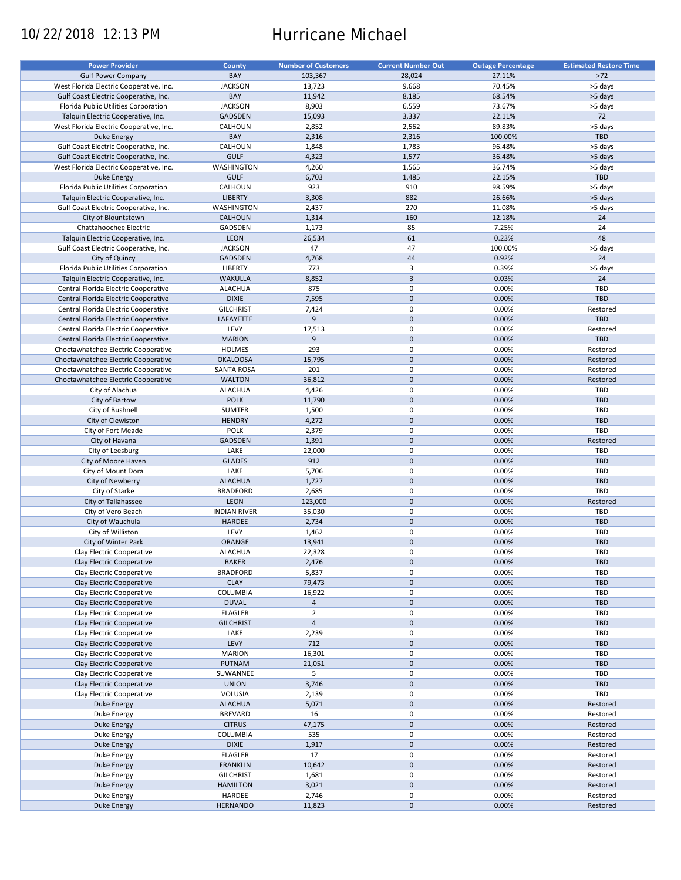10/22/2018 12:13 PM

# Hurricane Michael

| Power Provider | County | Number of Customers | Current Number Out | Outage Percentage | Estimated Restore Time |
|---|---|---|---|---|---|
| Gulf Power Company | BAY | 103,367 | 28,024 | 27.11% | >72 |
| West Florida Electric Cooperative, Inc. | JACKSON | 13,723 | 9,668 | 70.45% | >5 days |
| Gulf Coast Electric Cooperative, Inc. | BAY | 11,942 | 8,185 | 68.54% | >5 days |
| Florida Public Utilities Corporation | JACKSON | 8,903 | 6,559 | 73.67% | >5 days |
| Talquin Electric Cooperative, Inc. | GADSDEN | 15,093 | 3,337 | 22.11% | 72 |
| West Florida Electric Cooperative, Inc. | CALHOUN | 2,852 | 2,562 | 89.83% | >5 days |
| Duke Energy | BAY | 2,316 | 2,316 | 100.00% | TBD |
| Gulf Coast Electric Cooperative, Inc. | CALHOUN | 1,848 | 1,783 | 96.48% | >5 days |
| Gulf Coast Electric Cooperative, Inc. | GULF | 4,323 | 1,577 | 36.48% | >5 days |
| West Florida Electric Cooperative, Inc. | WASHINGTON | 4,260 | 1,565 | 36.74% | >5 days |
| Duke Energy | GULF | 6,703 | 1,485 | 22.15% | TBD |
| Florida Public Utilities Corporation | CALHOUN | 923 | 910 | 98.59% | >5 days |
| Talquin Electric Cooperative, Inc. | LIBERTY | 3,308 | 882 | 26.66% | >5 days |
| Gulf Coast Electric Cooperative, Inc. | WASHINGTON | 2,437 | 270 | 11.08% | >5 days |
| City of Blountstown | CALHOUN | 1,314 | 160 | 12.18% | 24 |
| Chattahoochee Electric | GADSDEN | 1,173 | 85 | 7.25% | 24 |
| Talquin Electric Cooperative, Inc. | LEON | 26,534 | 61 | 0.23% | 48 |
| Gulf Coast Electric Cooperative, Inc. | JACKSON | 47 | 47 | 100.00% | >5 days |
| City of Quincy | GADSDEN | 4,768 | 44 | 0.92% | 24 |
| Florida Public Utilities Corporation | LIBERTY | 773 | 3 | 0.39% | >5 days |
| Talquin Electric Cooperative, Inc. | WAKULLA | 8,852 | 3 | 0.03% | 24 |
| Central Florida Electric Cooperative | ALACHUA | 875 | 0 | 0.00% | TBD |
| Central Florida Electric Cooperative | DIXIE | 7,595 | 0 | 0.00% | TBD |
| Central Florida Electric Cooperative | GILCHRIST | 7,424 | 0 | 0.00% | Restored |
| Central Florida Electric Cooperative | LAFAYETTE | 9 | 0 | 0.00% | TBD |
| Central Florida Electric Cooperative | LEVY | 17,513 | 0 | 0.00% | Restored |
| Central Florida Electric Cooperative | MARION | 9 | 0 | 0.00% | TBD |
| Choctawhatchee Electric Cooperative | HOLMES | 293 | 0 | 0.00% | Restored |
| Choctawhatchee Electric Cooperative | OKALOOSA | 15,795 | 0 | 0.00% | Restored |
| Choctawhatchee Electric Cooperative | SANTA ROSA | 201 | 0 | 0.00% | Restored |
| Choctawhatchee Electric Cooperative | WALTON | 36,812 | 0 | 0.00% | Restored |
| City of Alachua | ALACHUA | 4,426 | 0 | 0.00% | TBD |
| City of Bartow | POLK | 11,790 | 0 | 0.00% | TBD |
| City of Bushnell | SUMTER | 1,500 | 0 | 0.00% | TBD |
| City of Clewiston | HENDRY | 4,272 | 0 | 0.00% | TBD |
| City of Fort Meade | POLK | 2,379 | 0 | 0.00% | TBD |
| City of Havana | GADSDEN | 1,391 | 0 | 0.00% | Restored |
| City of Leesburg | LAKE | 22,000 | 0 | 0.00% | TBD |
| City of Moore Haven | GLADES | 912 | 0 | 0.00% | TBD |
| City of Mount Dora | LAKE | 5,706 | 0 | 0.00% | TBD |
| City of Newberry | ALACHUA | 1,727 | 0 | 0.00% | TBD |
| City of Starke | BRADFORD | 2,685 | 0 | 0.00% | TBD |
| City of Tallahassee | LEON | 123,000 | 0 | 0.00% | Restored |
| City of Vero Beach | INDIAN RIVER | 35,030 | 0 | 0.00% | TBD |
| City of Wauchula | HARDEE | 2,734 | 0 | 0.00% | TBD |
| City of Williston | LEVY | 1,462 | 0 | 0.00% | TBD |
| City of Winter Park | ORANGE | 13,941 | 0 | 0.00% | TBD |
| Clay Electric Cooperative | ALACHUA | 22,328 | 0 | 0.00% | TBD |
| Clay Electric Cooperative | BAKER | 2,476 | 0 | 0.00% | TBD |
| Clay Electric Cooperative | BRADFORD | 5,837 | 0 | 0.00% | TBD |
| Clay Electric Cooperative | CLAY | 79,473 | 0 | 0.00% | TBD |
| Clay Electric Cooperative | COLUMBIA | 16,922 | 0 | 0.00% | TBD |
| Clay Electric Cooperative | DUVAL | 4 | 0 | 0.00% | TBD |
| Clay Electric Cooperative | FLAGLER | 2 | 0 | 0.00% | TBD |
| Clay Electric Cooperative | GILCHRIST | 4 | 0 | 0.00% | TBD |
| Clay Electric Cooperative | LAKE | 2,239 | 0 | 0.00% | TBD |
| Clay Electric Cooperative | LEVY | 712 | 0 | 0.00% | TBD |
| Clay Electric Cooperative | MARION | 16,301 | 0 | 0.00% | TBD |
| Clay Electric Cooperative | PUTNAM | 21,051 | 0 | 0.00% | TBD |
| Clay Electric Cooperative | SUWANNEE | 5 | 0 | 0.00% | TBD |
| Clay Electric Cooperative | UNION | 3,746 | 0 | 0.00% | TBD |
| Clay Electric Cooperative | VOLUSIA | 2,139 | 0 | 0.00% | TBD |
| Duke Energy | ALACHUA | 5,071 | 0 | 0.00% | Restored |
| Duke Energy | BREVARD | 16 | 0 | 0.00% | Restored |
| Duke Energy | CITRUS | 47,175 | 0 | 0.00% | Restored |
| Duke Energy | COLUMBIA | 535 | 0 | 0.00% | Restored |
| Duke Energy | DIXIE | 1,917 | 0 | 0.00% | Restored |
| Duke Energy | FLAGLER | 17 | 0 | 0.00% | Restored |
| Duke Energy | FRANKLIN | 10,642 | 0 | 0.00% | Restored |
| Duke Energy | GILCHRIST | 1,681 | 0 | 0.00% | Restored |
| Duke Energy | HAMILTON | 3,021 | 0 | 0.00% | Restored |
| Duke Energy | HARDEE | 2,746 | 0 | 0.00% | Restored |
| Duke Energy | HERNANDO | 11,823 | 0 | 0.00% | Restored |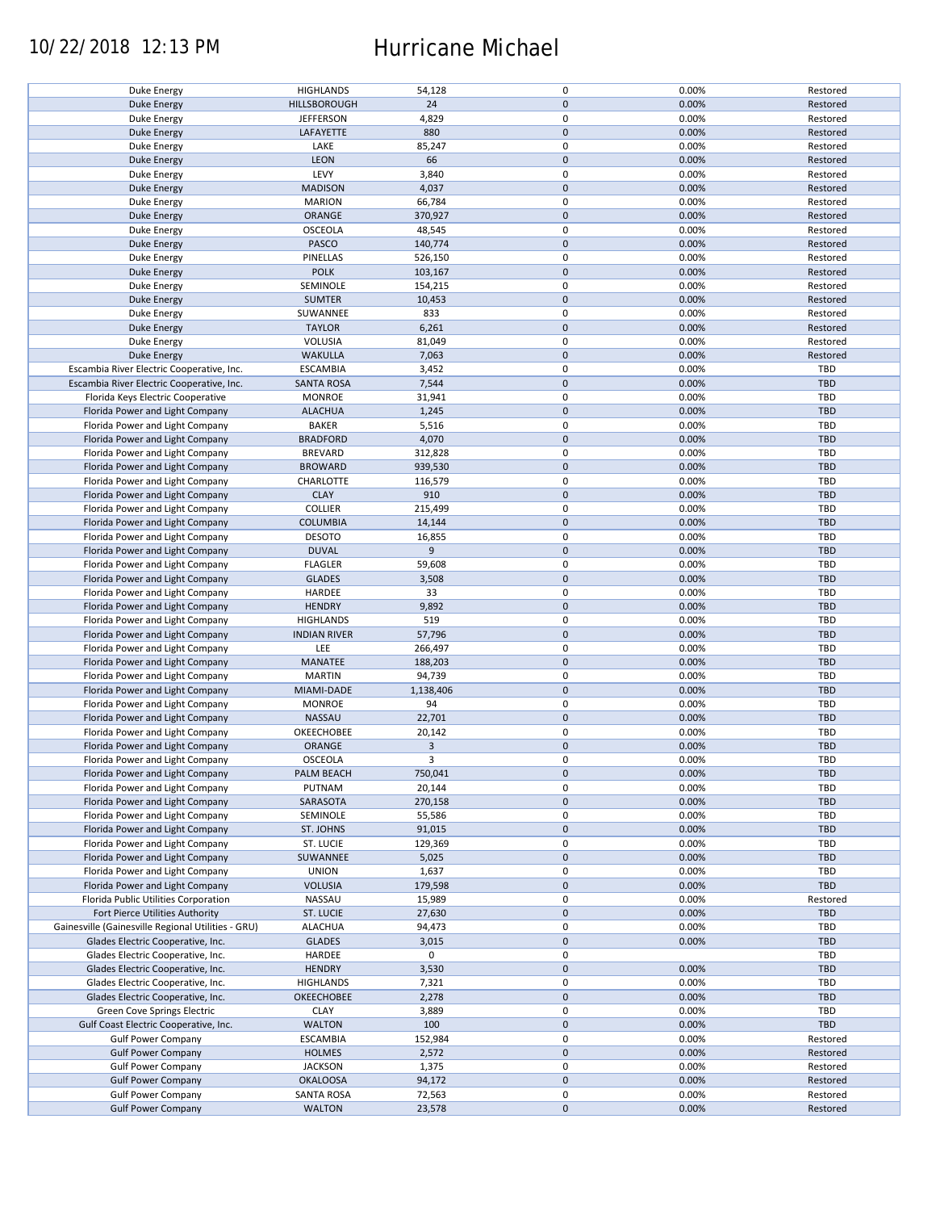| | | | | | |
|---|---|---|---|---|---|
| Duke Energy | HIGHLANDS | 54,128 | 0 | 0.00% | Restored |
| Duke Energy | HILLSBOROUGH | 24 | 0 | 0.00% | Restored |
| Duke Energy | JEFFERSON | 4,829 | 0 | 0.00% | Restored |
| Duke Energy | LAFAYETTE | 880 | 0 | 0.00% | Restored |
| Duke Energy | LAKE | 85,247 | 0 | 0.00% | Restored |
| Duke Energy | LEON | 66 | 0 | 0.00% | Restored |
| Duke Energy | LEVY | 3,840 | 0 | 0.00% | Restored |
| Duke Energy | MADISON | 4,037 | 0 | 0.00% | Restored |
| Duke Energy | MARION | 66,784 | 0 | 0.00% | Restored |
| Duke Energy | ORANGE | 370,927 | 0 | 0.00% | Restored |
| Duke Energy | OSCEOLA | 48,545 | 0 | 0.00% | Restored |
| Duke Energy | PASCO | 140,774 | 0 | 0.00% | Restored |
| Duke Energy | PINELLAS | 526,150 | 0 | 0.00% | Restored |
| Duke Energy | POLK | 103,167 | 0 | 0.00% | Restored |
| Duke Energy | SEMINOLE | 154,215 | 0 | 0.00% | Restored |
| Duke Energy | SUMTER | 10,453 | 0 | 0.00% | Restored |
| Duke Energy | SUWANNEE | 833 | 0 | 0.00% | Restored |
| Duke Energy | TAYLOR | 6,261 | 0 | 0.00% | Restored |
| Duke Energy | VOLUSIA | 81,049 | 0 | 0.00% | Restored |
| Duke Energy | WAKULLA | 7,063 | 0 | 0.00% | Restored |
| Escambia River Electric Cooperative, Inc. | ESCAMBIA | 3,452 | 0 | 0.00% | TBD |
| Escambia River Electric Cooperative, Inc. | SANTA ROSA | 7,544 | 0 | 0.00% | TBD |
| Florida Keys Electric Cooperative | MONROE | 31,941 | 0 | 0.00% | TBD |
| Florida Power and Light Company | ALACHUA | 1,245 | 0 | 0.00% | TBD |
| Florida Power and Light Company | BAKER | 5,516 | 0 | 0.00% | TBD |
| Florida Power and Light Company | BRADFORD | 4,070 | 0 | 0.00% | TBD |
| Florida Power and Light Company | BREVARD | 312,828 | 0 | 0.00% | TBD |
| Florida Power and Light Company | BROWARD | 939,530 | 0 | 0.00% | TBD |
| Florida Power and Light Company | CHARLOTTE | 116,579 | 0 | 0.00% | TBD |
| Florida Power and Light Company | CLAY | 910 | 0 | 0.00% | TBD |
| Florida Power and Light Company | COLLIER | 215,499 | 0 | 0.00% | TBD |
| Florida Power and Light Company | COLUMBIA | 14,144 | 0 | 0.00% | TBD |
| Florida Power and Light Company | DESOTO | 16,855 | 0 | 0.00% | TBD |
| Florida Power and Light Company | DUVAL | 9 | 0 | 0.00% | TBD |
| Florida Power and Light Company | FLAGLER | 59,608 | 0 | 0.00% | TBD |
| Florida Power and Light Company | GLADES | 3,508 | 0 | 0.00% | TBD |
| Florida Power and Light Company | HARDEE | 33 | 0 | 0.00% | TBD |
| Florida Power and Light Company | HENDRY | 9,892 | 0 | 0.00% | TBD |
| Florida Power and Light Company | HIGHLANDS | 519 | 0 | 0.00% | TBD |
| Florida Power and Light Company | INDIAN RIVER | 57,796 | 0 | 0.00% | TBD |
| Florida Power and Light Company | LEE | 266,497 | 0 | 0.00% | TBD |
| Florida Power and Light Company | MANATEE | 188,203 | 0 | 0.00% | TBD |
| Florida Power and Light Company | MARTIN | 94,739 | 0 | 0.00% | TBD |
| Florida Power and Light Company | MIAMI-DADE | 1,138,406 | 0 | 0.00% | TBD |
| Florida Power and Light Company | MONROE | 94 | 0 | 0.00% | TBD |
| Florida Power and Light Company | NASSAU | 22,701 | 0 | 0.00% | TBD |
| Florida Power and Light Company | OKEECHOBEE | 20,142 | 0 | 0.00% | TBD |
| Florida Power and Light Company | ORANGE | 3 | 0 | 0.00% | TBD |
| Florida Power and Light Company | OSCEOLA | 3 | 0 | 0.00% | TBD |
| Florida Power and Light Company | PALM BEACH | 750,041 | 0 | 0.00% | TBD |
| Florida Power and Light Company | PUTNAM | 20,144 | 0 | 0.00% | TBD |
| Florida Power and Light Company | SARASOTA | 270,158 | 0 | 0.00% | TBD |
| Florida Power and Light Company | SEMINOLE | 55,586 | 0 | 0.00% | TBD |
| Florida Power and Light Company | ST. JOHNS | 91,015 | 0 | 0.00% | TBD |
| Florida Power and Light Company | ST. LUCIE | 129,369 | 0 | 0.00% | TBD |
| Florida Power and Light Company | SUWANNEE | 5,025 | 0 | 0.00% | TBD |
| Florida Power and Light Company | UNION | 1,637 | 0 | 0.00% | TBD |
| Florida Power and Light Company | VOLUSIA | 179,598 | 0 | 0.00% | TBD |
| Florida Public Utilities Corporation | NASSAU | 15,989 | 0 | 0.00% | Restored |
| Fort Pierce Utilities Authority | ST. LUCIE | 27,630 | 0 | 0.00% | TBD |
| Gainesville (Gainesville Regional Utilities - GRU) | ALACHUA | 94,473 | 0 | 0.00% | TBD |
| Glades Electric Cooperative, Inc. | GLADES | 3,015 | 0 | 0.00% | TBD |
| Glades Electric Cooperative, Inc. | HARDEE | 0 | 0 | | TBD |
| Glades Electric Cooperative, Inc. | HENDRY | 3,530 | 0 | 0.00% | TBD |
| Glades Electric Cooperative, Inc. | HIGHLANDS | 7,321 | 0 | 0.00% | TBD |
| Glades Electric Cooperative, Inc. | OKEECHOBEE | 2,278 | 0 | 0.00% | TBD |
| Green Cove Springs Electric | CLAY | 3,889 | 0 | 0.00% | TBD |
| Gulf Coast Electric Cooperative, Inc. | WALTON | 100 | 0 | 0.00% | TBD |
| Gulf Power Company | ESCAMBIA | 152,984 | 0 | 0.00% | Restored |
| Gulf Power Company | HOLMES | 2,572 | 0 | 0.00% | Restored |
| Gulf Power Company | JACKSON | 1,375 | 0 | 0.00% | Restored |
| Gulf Power Company | OKALOOSA | 94,172 | 0 | 0.00% | Restored |
| Gulf Power Company | SANTA ROSA | 72,563 | 0 | 0.00% | Restored |
| Gulf Power Company | WALTON | 23,578 | 0 | 0.00% | Restored |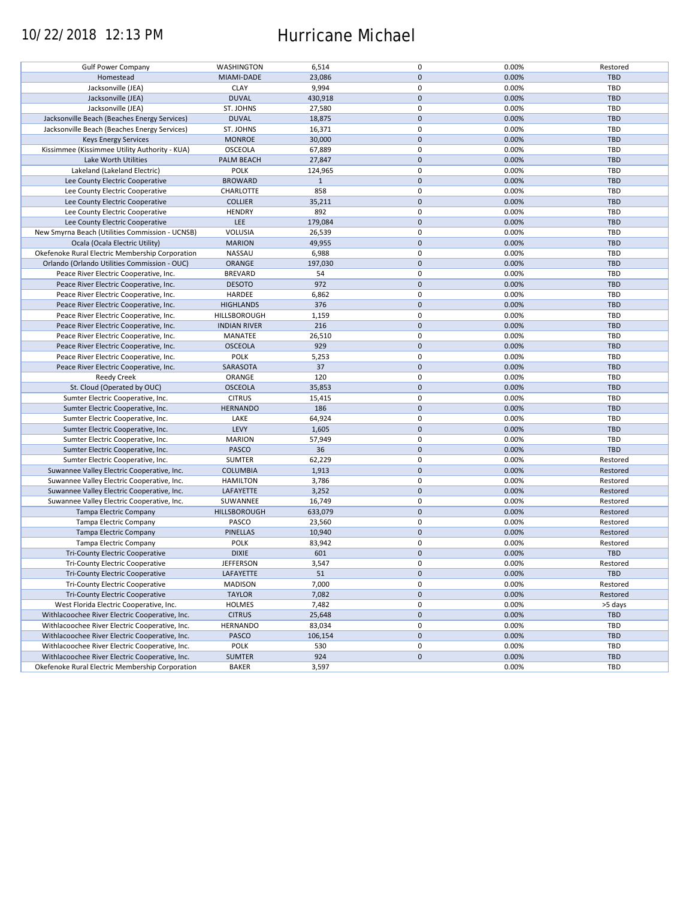| | | | | | |
|---|---|---|---|---|---|
| Gulf Power Company | WASHINGTON | 6,514 | 0 | 0.00% | Restored |
| Homestead | MIAMI-DADE | 23,086 | 0 | 0.00% | TBD |
| Jacksonville (JEA) | CLAY | 9,994 | 0 | 0.00% | TBD |
| Jacksonville (JEA) | DUVAL | 430,918 | 0 | 0.00% | TBD |
| Jacksonville (JEA) | ST. JOHNS | 27,580 | 0 | 0.00% | TBD |
| Jacksonville Beach (Beaches Energy Services) | DUVAL | 18,875 | 0 | 0.00% | TBD |
| Jacksonville Beach (Beaches Energy Services) | ST. JOHNS | 16,371 | 0 | 0.00% | TBD |
| Keys Energy Services | MONROE | 30,000 | 0 | 0.00% | TBD |
| Kissimmee (Kissimmee Utility Authority - KUA) | OSCEOLA | 67,889 | 0 | 0.00% | TBD |
| Lake Worth Utilities | PALM BEACH | 27,847 | 0 | 0.00% | TBD |
| Lakeland (Lakeland Electric) | POLK | 124,965 | 0 | 0.00% | TBD |
| Lee County Electric Cooperative | BROWARD | 1 | 0 | 0.00% | TBD |
| Lee County Electric Cooperative | CHARLOTTE | 858 | 0 | 0.00% | TBD |
| Lee County Electric Cooperative | COLLIER | 35,211 | 0 | 0.00% | TBD |
| Lee County Electric Cooperative | HENDRY | 892 | 0 | 0.00% | TBD |
| Lee County Electric Cooperative | LEE | 179,084 | 0 | 0.00% | TBD |
| New Smyrna Beach (Utilities Commission - UCNSB) | VOLUSIA | 26,539 | 0 | 0.00% | TBD |
| Ocala (Ocala Electric Utility) | MARION | 49,955 | 0 | 0.00% | TBD |
| Okefenoke Rural Electric Membership Corporation | NASSAU | 6,988 | 0 | 0.00% | TBD |
| Orlando (Orlando Utilities Commission - OUC) | ORANGE | 197,030 | 0 | 0.00% | TBD |
| Peace River Electric Cooperative, Inc. | BREVARD | 54 | 0 | 0.00% | TBD |
| Peace River Electric Cooperative, Inc. | DESOTO | 972 | 0 | 0.00% | TBD |
| Peace River Electric Cooperative, Inc. | HARDEE | 6,862 | 0 | 0.00% | TBD |
| Peace River Electric Cooperative, Inc. | HIGHLANDS | 376 | 0 | 0.00% | TBD |
| Peace River Electric Cooperative, Inc. | HILLSBOROUGH | 1,159 | 0 | 0.00% | TBD |
| Peace River Electric Cooperative, Inc. | INDIAN RIVER | 216 | 0 | 0.00% | TBD |
| Peace River Electric Cooperative, Inc. | MANATEE | 26,510 | 0 | 0.00% | TBD |
| Peace River Electric Cooperative, Inc. | OSCEOLA | 929 | 0 | 0.00% | TBD |
| Peace River Electric Cooperative, Inc. | POLK | 5,253 | 0 | 0.00% | TBD |
| Peace River Electric Cooperative, Inc. | SARASOTA | 37 | 0 | 0.00% | TBD |
| Reedy Creek | ORANGE | 120 | 0 | 0.00% | TBD |
| St. Cloud (Operated by OUC) | OSCEOLA | 35,853 | 0 | 0.00% | TBD |
| Sumter Electric Cooperative, Inc. | CITRUS | 15,415 | 0 | 0.00% | TBD |
| Sumter Electric Cooperative, Inc. | HERNANDO | 186 | 0 | 0.00% | TBD |
| Sumter Electric Cooperative, Inc. | LAKE | 64,924 | 0 | 0.00% | TBD |
| Sumter Electric Cooperative, Inc. | LEVY | 1,605 | 0 | 0.00% | TBD |
| Sumter Electric Cooperative, Inc. | MARION | 57,949 | 0 | 0.00% | TBD |
| Sumter Electric Cooperative, Inc. | PASCO | 36 | 0 | 0.00% | TBD |
| Sumter Electric Cooperative, Inc. | SUMTER | 62,229 | 0 | 0.00% | Restored |
| Suwannee Valley Electric Cooperative, Inc. | COLUMBIA | 1,913 | 0 | 0.00% | Restored |
| Suwannee Valley Electric Cooperative, Inc. | HAMILTON | 3,786 | 0 | 0.00% | Restored |
| Suwannee Valley Electric Cooperative, Inc. | LAFAYETTE | 3,252 | 0 | 0.00% | Restored |
| Suwannee Valley Electric Cooperative, Inc. | SUWANNEE | 16,749 | 0 | 0.00% | Restored |
| Tampa Electric Company | HILLSBOROUGH | 633,079 | 0 | 0.00% | Restored |
| Tampa Electric Company | PASCO | 23,560 | 0 | 0.00% | Restored |
| Tampa Electric Company | PINELLAS | 10,940 | 0 | 0.00% | Restored |
| Tampa Electric Company | POLK | 83,942 | 0 | 0.00% | Restored |
| Tri-County Electric Cooperative | DIXIE | 601 | 0 | 0.00% | TBD |
| Tri-County Electric Cooperative | JEFFERSON | 3,547 | 0 | 0.00% | Restored |
| Tri-County Electric Cooperative | LAFAYETTE | 51 | 0 | 0.00% | TBD |
| Tri-County Electric Cooperative | MADISON | 7,000 | 0 | 0.00% | Restored |
| Tri-County Electric Cooperative | TAYLOR | 7,082 | 0 | 0.00% | Restored |
| West Florida Electric Cooperative, Inc. | HOLMES | 7,482 | 0 | 0.00% | >5 days |
| Withlacoochee River Electric Cooperative, Inc. | CITRUS | 25,648 | 0 | 0.00% | TBD |
| Withlacoochee River Electric Cooperative, Inc. | HERNANDO | 83,034 | 0 | 0.00% | TBD |
| Withlacoochee River Electric Cooperative, Inc. | PASCO | 106,154 | 0 | 0.00% | TBD |
| Withlacoochee River Electric Cooperative, Inc. | POLK | 530 | 0 | 0.00% | TBD |
| Withlacoochee River Electric Cooperative, Inc. | SUMTER | 924 | 0 | 0.00% | TBD |
| Okefenoke Rural Electric Membership Corporation | BAKER | 3,597 | | 0.00% | TBD |